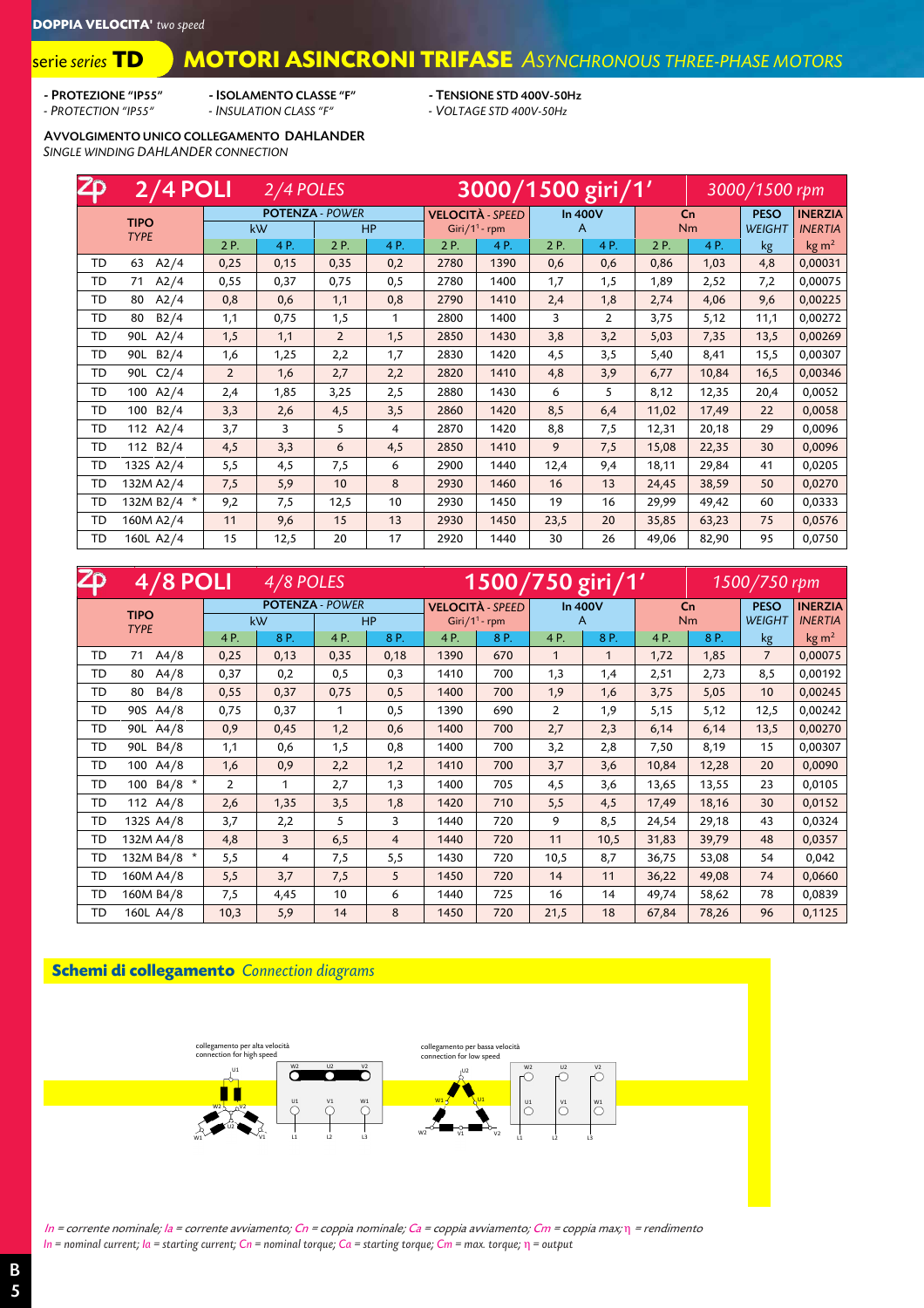**DOPPIA VELOCITA'** *two speed*

# serie series TD — MOTORI ASINCRONI TRIFASE *ASYNCHRONOUS THREE-PHASE MOTORS*

- **PROTEZIONE "IP55"** - *PROTECTION "IP55"*
- **ISOLAMENTO CLASSE "F"** - *INSULATION CLASS "F"*
- **TENSIONE STD 400V-50Hz** - *VOLTAGE STD 400V-50Hz*

**AVVOLGIMENTO UNICO COLLEGAMENTO DAHLANDER**
*SINGLE WINDING DAHLANDER CONNECTION*

## 2/4 POLI *2/4 POLES* — 3000/1500 giri/1' *3000/1500 rpm*

| TIPO *TYPE* | | POTENZA - *POWER* | | | | VELOCITÀ - *SPEED* | | In 400V | | Cn | | PESO *WEIGHT* | INERZIA *INERTIA* |
|---|---|---|---|---|---|---|---|---|---|---|---|---|---|
| | | kW | | HP | | Giri/1' - rpm | | A | | Nm | | kg | kg m² |
| | | 2 P. | 4 P. | 2 P. | 4 P. | 2 P. | 4 P. | 2 P. | 4 P. | 2 P. | 4 P. | | |
| TD | 63 A2/4 | 0,25 | 0,15 | 0,35 | 0,2 | 2780 | 1390 | 0,6 | 0,6 | 0,86 | 1,03 | 4,8 | 0,00031 |
| TD | 71 A2/4 | 0,55 | 0,37 | 0,75 | 0,5 | 2780 | 1400 | 1,7 | 1,5 | 1,89 | 2,52 | 7,2 | 0,00075 |
| TD | 80 A2/4 | 0,8 | 0,6 | 1,1 | 0,8 | 2790 | 1410 | 2,4 | 1,8 | 2,74 | 4,06 | 9,6 | 0,00225 |
| TD | 80 B2/4 | 1,1 | 0,75 | 1,5 | 1 | 2800 | 1400 | 3 | 2 | 3,75 | 5,12 | 11,1 | 0,00272 |
| TD | 90L A2/4 | 1,5 | 1,1 | 2 | 1,5 | 2850 | 1430 | 3,8 | 3,2 | 5,03 | 7,35 | 13,5 | 0,00269 |
| TD | 90L B2/4 | 1,6 | 1,25 | 2,2 | 1,7 | 2830 | 1420 | 4,5 | 3,5 | 5,40 | 8,41 | 15,5 | 0,00307 |
| TD | 90L C2/4 | 2 | 1,6 | 2,7 | 2,2 | 2820 | 1410 | 4,8 | 3,9 | 6,77 | 10,84 | 16,5 | 0,00346 |
| TD | 100 A2/4 | 2,4 | 1,85 | 3,25 | 2,5 | 2880 | 1430 | 6 | 5 | 8,12 | 12,35 | 20,4 | 0,0052 |
| TD | 100 B2/4 | 3,3 | 2,6 | 4,5 | 3,5 | 2860 | 1420 | 8,5 | 6,4 | 11,02 | 17,49 | 22 | 0,0058 |
| TD | 112 A2/4 | 3,7 | 3 | 5 | 4 | 2870 | 1420 | 8,8 | 7,5 | 12,31 | 20,18 | 29 | 0,0096 |
| TD | 112 B2/4 | 4,5 | 3,3 | 6 | 4,5 | 2850 | 1410 | 9 | 7,5 | 15,08 | 22,35 | 30 | 0,0096 |
| TD | 132S A2/4 | 5,5 | 4,5 | 7,5 | 6 | 2900 | 1440 | 12,4 | 9,4 | 18,11 | 29,84 | 41 | 0,0205 |
| TD | 132M A2/4 | 7,5 | 5,9 | 10 | 8 | 2930 | 1460 | 16 | 13 | 24,45 | 38,59 | 50 | 0,0270 |
| TD | 132M B2/4 * | 9,2 | 7,5 | 12,5 | 10 | 2930 | 1450 | 19 | 16 | 29,99 | 49,42 | 60 | 0,0333 |
| TD | 160M A2/4 | 11 | 9,6 | 15 | 13 | 2930 | 1450 | 23,5 | 20 | 35,85 | 63,23 | 75 | 0,0576 |
| TD | 160L A2/4 | 15 | 12,5 | 20 | 17 | 2920 | 1440 | 30 | 26 | 49,06 | 82,90 | 95 | 0,0750 |

## 4/8 POLI *4/8 POLES* — 1500/750 giri/1' *1500/750 rpm*

| TIPO *TYPE* | | POTENZA - *POWER* | | | | VELOCITÀ - *SPEED* | | In 400V | | Cn | | PESO *WEIGHT* | INERZIA *INERTIA* |
|---|---|---|---|---|---|---|---|---|---|---|---|---|---|
| | | kW | | HP | | Giri/1' - rpm | | A | | Nm | | kg | kg m² |
| | | 4 P. | 8 P. | 4 P. | 8 P. | 4 P. | 8 P. | 4 P. | 8 P. | 4 P. | 8 P. | | |
| TD | 71 A4/8 | 0,25 | 0,13 | 0,35 | 0,18 | 1390 | 670 | 1 | 1 | 1,72 | 1,85 | 7 | 0,00075 |
| TD | 80 A4/8 | 0,37 | 0,2 | 0,5 | 0,3 | 1410 | 700 | 1,3 | 1,4 | 2,51 | 2,73 | 8,5 | 0,00192 |
| TD | 80 B4/8 | 0,55 | 0,37 | 0,75 | 0,5 | 1400 | 700 | 1,9 | 1,6 | 3,75 | 5,05 | 10 | 0,00245 |
| TD | 90S A4/8 | 0,75 | 0,37 | 1 | 0,5 | 1390 | 690 | 2 | 1,9 | 5,15 | 5,12 | 12,5 | 0,00242 |
| TD | 90L A4/8 | 0,9 | 0,45 | 1,2 | 0,6 | 1400 | 700 | 2,7 | 2,3 | 6,14 | 6,14 | 13,5 | 0,00270 |
| TD | 90L B4/8 | 1,1 | 0,6 | 1,5 | 0,8 | 1400 | 700 | 3,2 | 2,8 | 7,50 | 8,19 | 15 | 0,00307 |
| TD | 100 A4/8 | 1,6 | 0,9 | 2,2 | 1,2 | 1410 | 700 | 3,7 | 3,6 | 10,84 | 12,28 | 20 | 0,0090 |
| TD | 100 B4/8 * | 2 | 1 | 2,7 | 1,3 | 1400 | 705 | 4,5 | 3,6 | 13,65 | 13,55 | 23 | 0,0105 |
| TD | 112 A4/8 | 2,6 | 1,35 | 3,5 | 1,8 | 1420 | 710 | 5,5 | 4,5 | 17,49 | 18,16 | 30 | 0,0152 |
| TD | 132S A4/8 | 3,7 | 2,2 | 5 | 3 | 1440 | 720 | 9 | 8,5 | 24,54 | 29,18 | 43 | 0,0324 |
| TD | 132M A4/8 | 4,8 | 3 | 6,5 | 4 | 1440 | 720 | 11 | 10,5 | 31,83 | 39,79 | 48 | 0,0357 |
| TD | 132M B4/8 * | 5,5 | 4 | 7,5 | 5,5 | 1430 | 720 | 10,5 | 8,7 | 36,75 | 53,08 | 54 | 0,042 |
| TD | 160M A4/8 | 5,5 | 3,7 | 7,5 | 5 | 1450 | 720 | 14 | 11 | 36,22 | 49,08 | 74 | 0,0660 |
| TD | 160M B4/8 | 7,5 | 4,45 | 10 | 6 | 1440 | 725 | 16 | 14 | 49,74 | 58,62 | 78 | 0,0839 |
| TD | 160L A4/8 | 10,3 | 5,9 | 14 | 8 | 1450 | 720 | 21,5 | 18 | 67,84 | 78,26 | 96 | 0,1125 |

## Schemi di collegamento *Connection diagrams*

collegamento per alta velocità
*connection for high speed*

collegamento per bassa velocità
*connection for low speed*

*In = corrente nominale; Ia = corrente avviamento; Cn = coppia nominale; Ca = coppia avviamento; Cm = coppia max; η = rendimento*
*In = nominal current; Ia = starting current; Cn = nominal torque; Ca = starting torque; Cm = max. torque; η = output*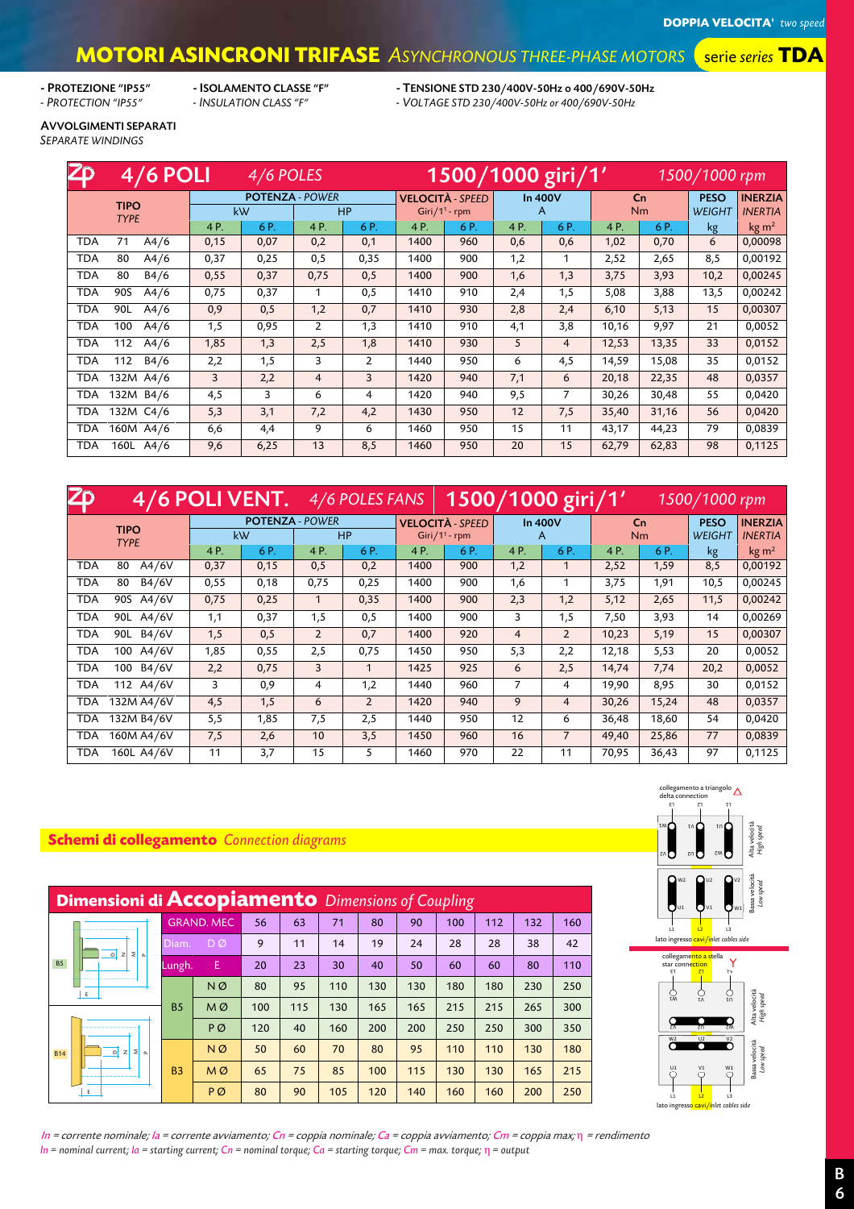# MOTORI ASINCRONI TRIFASE *ASYNCHRONOUS THREE-PHASE MOTORS* serie *series* TDA

**DOPPIA VELOCITA'** *two speed*

- **PROTEZIONE "IP55"** - *PROTECTION "IP55"*
- **ISOLAMENTO CLASSE "F"** - *INSULATION CLASS "F"*
- **TENSIONE STD 230/400V-50Hz o 400/690V-50Hz** - *VOLTAGE STD 230/400V-50Hz or 400/690V-50Hz*

**AVVOLGIMENTI SEPARATI**
*SEPARATE WINDINGS*

## 4/6 POLI *4/6 POLES* 1500/1000 giri/1' *1500/1000 rpm*

| TIPO *TYPE* | POTENZA - *POWER* kW | | HP | | VELOCITÀ - *SPEED* Giri/1' - rpm | | In 400V A | | Cn Nm | | PESO *WEIGHT* | INERZIA *INERTIA* |
|---|---|---|---|---|---|---|---|---|---|---|---|---|
| | 4 P. | 6 P. | 4 P. | 6 P. | 4 P. | 6 P. | 4 P. | 6 P. | 4 P. | 6 P. | kg | kg m² |
| TDA 71 A4/6 | 0,15 | 0,07 | 0,2 | 0,1 | 1400 | 960 | 0,6 | 0,6 | 1,02 | 0,70 | 6 | 0,00098 |
| TDA 80 A4/6 | 0,37 | 0,25 | 0,5 | 0,35 | 1400 | 900 | 1,2 | 1 | 2,52 | 2,65 | 8,5 | 0,00192 |
| TDA 80 B4/6 | 0,55 | 0,37 | 0,75 | 0,5 | 1400 | 900 | 1,6 | 1,3 | 3,75 | 3,93 | 10,2 | 0,00245 |
| TDA 90S A4/6 | 0,75 | 0,37 | 1 | 0,5 | 1410 | 910 | 2,4 | 1,5 | 5,08 | 3,88 | 13,5 | 0,00242 |
| TDA 90L A4/6 | 0,9 | 0,5 | 1,2 | 0,7 | 1410 | 930 | 2,8 | 2,4 | 6,10 | 5,13 | 15 | 0,00307 |
| TDA 100 A4/6 | 1,5 | 0,95 | 2 | 1,3 | 1410 | 910 | 4,1 | 3,8 | 10,16 | 9,97 | 21 | 0,0052 |
| TDA 112 A4/6 | 1,85 | 1,3 | 2,5 | 1,8 | 1410 | 930 | 5 | 4 | 12,53 | 13,35 | 33 | 0,0152 |
| TDA 112 B4/6 | 2,2 | 1,5 | 3 | 2 | 1440 | 950 | 6 | 4,5 | 14,59 | 15,08 | 35 | 0,0152 |
| TDA 132M A4/6 | 3 | 2,2 | 4 | 3 | 1420 | 940 | 7,1 | 6 | 20,18 | 22,35 | 48 | 0,0357 |
| TDA 132M B4/6 | 4,5 | 3 | 6 | 4 | 1420 | 940 | 9,5 | 7 | 30,26 | 30,48 | 55 | 0,0420 |
| TDA 132M C4/6 | 5,3 | 3,1 | 7,2 | 4,2 | 1430 | 950 | 12 | 7,5 | 35,40 | 31,16 | 56 | 0,0420 |
| TDA 160M A4/6 | 6,6 | 4,4 | 9 | 6 | 1460 | 950 | 15 | 11 | 43,17 | 44,23 | 79 | 0,0839 |
| TDA 160L A4/6 | 9,6 | 6,25 | 13 | 8,5 | 1460 | 950 | 20 | 15 | 62,79 | 62,83 | 98 | 0,1125 |

## 4/6 POLI VENT. *4/6 POLES FANS* 1500/1000 giri/1' *1500/1000 rpm*

| TIPO *TYPE* | POTENZA - *POWER* kW | | HP | | VELOCITÀ - *SPEED* Giri/1' - rpm | | In 400V A | | Cn Nm | | PESO *WEIGHT* | INERZIA *INERTIA* |
|---|---|---|---|---|---|---|---|---|---|---|---|---|
| | 4 P. | 6 P. | 4 P. | 6 P. | 4 P. | 6 P. | 4 P. | 6 P. | 4 P. | 6 P. | kg | kg m² |
| TDA 80 A4/6V | 0,37 | 0,15 | 0,5 | 0,2 | 1400 | 900 | 1,2 | 1 | 2,52 | 1,59 | 8,5 | 0,00192 |
| TDA 80 B4/6V | 0,55 | 0,18 | 0,75 | 0,25 | 1400 | 900 | 1,6 | 1 | 3,75 | 1,91 | 10,5 | 0,00245 |
| TDA 90S A4/6V | 0,75 | 0,25 | 1 | 0,35 | 1400 | 900 | 2,3 | 1,2 | 5,12 | 2,65 | 11,5 | 0,00242 |
| TDA 90L A4/6V | 1,1 | 0,37 | 1,5 | 0,5 | 1400 | 900 | 3 | 1,5 | 7,50 | 3,93 | 14 | 0,00269 |
| TDA 90L B4/6V | 1,5 | 0,5 | 2 | 0,7 | 1400 | 920 | 4 | 2 | 10,23 | 5,19 | 15 | 0,00307 |
| TDA 100 A4/6V | 1,85 | 0,55 | 2,5 | 0,75 | 1450 | 950 | 5,3 | 2,2 | 12,18 | 5,53 | 20 | 0,0052 |
| TDA 100 B4/6V | 2,2 | 0,75 | 3 | 1 | 1425 | 925 | 6 | 2,5 | 14,74 | 7,74 | 20,2 | 0,0052 |
| TDA 112 A4/6V | 3 | 0,9 | 4 | 1,2 | 1440 | 960 | 7 | 4 | 19,90 | 8,95 | 30 | 0,0152 |
| TDA 132M A4/6V | 4,5 | 1,5 | 6 | 2 | 1420 | 940 | 9 | 4 | 30,26 | 15,24 | 48 | 0,0357 |
| TDA 132M B4/6V | 5,5 | 1,85 | 7,5 | 2,5 | 1440 | 950 | 12 | 6 | 36,48 | 18,60 | 54 | 0,0420 |
| TDA 160M A4/6V | 7,5 | 2,6 | 10 | 3,5 | 1450 | 960 | 16 | 7 | 49,40 | 25,86 | 77 | 0,0839 |
| TDA 160L A4/6V | 11 | 3,7 | 15 | 5 | 1460 | 970 | 22 | 11 | 70,95 | 36,43 | 97 | 0,1125 |

## Schemi di collegamento *Connection diagrams*

collegamento a triangolo *delta connection* △

Alta velocità *High speed*

Bassa velocità *Low speed*

W2 U2 V2

U1 V1 W1

L1 L2 L3

lato ingresso cavi *inlet cables side*

collegamento a stella *star connection* Y

Alta velocità *High speed*

Bassa velocità *Low speed*

W2 U2 V2

U1 V1 W1

L1 L2 L3

lato ingresso cavi *inlet cables side*

## Dimensioni di Accopiamento *Dimensions of Coupling*

B5

B14

| | | GRAND. MEC | 56 | 63 | 71 | 80 | 90 | 100 | 112 | 132 | 160 |
|---|---|---|---|---|---|---|---|---|---|---|---|
| | Diam. | D Ø | 9 | 11 | 14 | 19 | 24 | 28 | 28 | 38 | 42 |
| | Lungh. | E | 20 | 23 | 30 | 40 | 50 | 60 | 60 | 80 | 110 |
| B5 | | N Ø | 80 | 95 | 110 | 130 | 130 | 180 | 180 | 230 | 250 |
| B5 | | M Ø | 100 | 115 | 130 | 165 | 165 | 215 | 215 | 265 | 300 |
| B5 | | P Ø | 120 | 40 | 160 | 200 | 200 | 250 | 250 | 300 | 350 |
| B3 | | N Ø | 50 | 60 | 70 | 80 | 95 | 110 | 110 | 130 | 180 |
| B3 | | M Ø | 65 | 75 | 85 | 100 | 115 | 130 | 130 | 165 | 215 |
| B3 | | P Ø | 80 | 90 | 105 | 120 | 140 | 160 | 160 | 200 | 250 |

*In = corrente nominale; Ia = corrente avviamento; Cn = coppia nominale; Ca = coppia avviamento; Cm = coppia max; η = rendimento*
*In = nominal current; Ia = starting current; Cn = nominal torque; Ca = starting torque; Cm = max. torque; η = output*